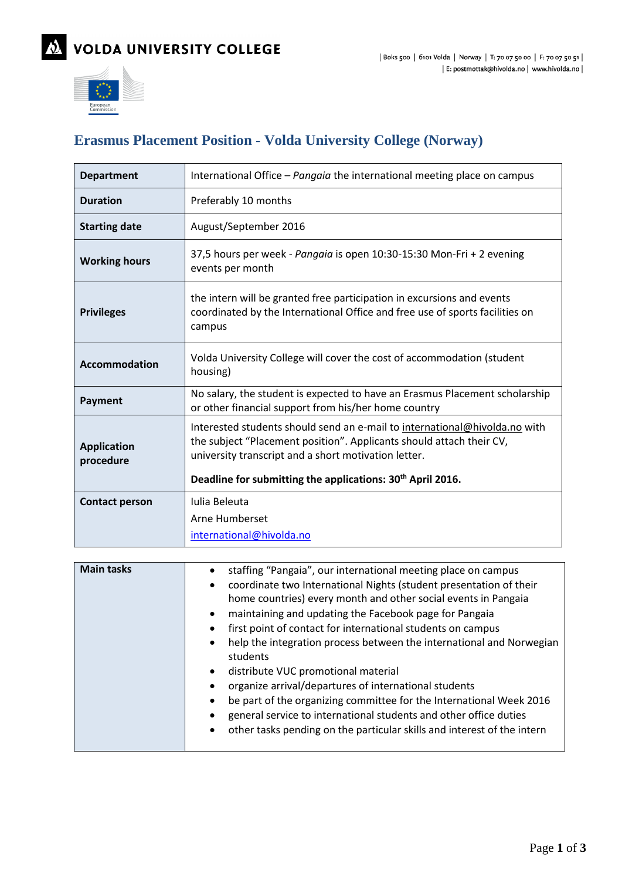VOLDA UNIVERSITY COLLEGE

| Boks 500 | 6101 Volda | Norway | T: 70 07 50 00 | F: 70 07 50 51 |
| E: postmottak@hivolda.no | www.hivolda.no |

# Erasmus Placement Position - Volda University College (Norway)

| **Department** | International Office – *Pangaia* the international meeting place on campus |
|---|---|
| **Duration** | Preferably 10 months |
| **Starting date** | August/September 2016 |
| **Working hours** | 37,5 hours per week - *Pangaia* is open 10:30-15:30 Mon-Fri + 2 evening events per month |
| **Privileges** | the intern will be granted free participation in excursions and events coordinated by the International Office and free use of sports facilities on campus |
| **Accommodation** | Volda University College will cover the cost of accommodation (student housing) |
| **Payment** | No salary, the student is expected to have an Erasmus Placement scholarship or other financial support from his/her home country |
| **Application procedure** | Interested students should send an e-mail to international@hivolda.no with the subject “Placement position”. Applicants should attach their CV, university transcript and a short motivation letter. **Deadline for submitting the applications: 30th April 2016.** |
| **Contact person** | Iulia Beleuta<br>Arne Humberset<br>international@hivolda.no |

| **Main tasks** | |
|---|---|
| | • staffing “Pangaia”, our international meeting place on campus<br>• coordinate two International Nights (student presentation of their home countries) every month and other social events in Pangaia<br>• maintaining and updating the Facebook page for Pangaia<br>• first point of contact for international students on campus<br>• help the integration process between the international and Norwegian students<br>• distribute VUC promotional material<br>• organize arrival/departures of international students<br>• be part of the organizing committee for the International Week 2016<br>• general service to international students and other office duties<br>• other tasks pending on the particular skills and interest of the intern |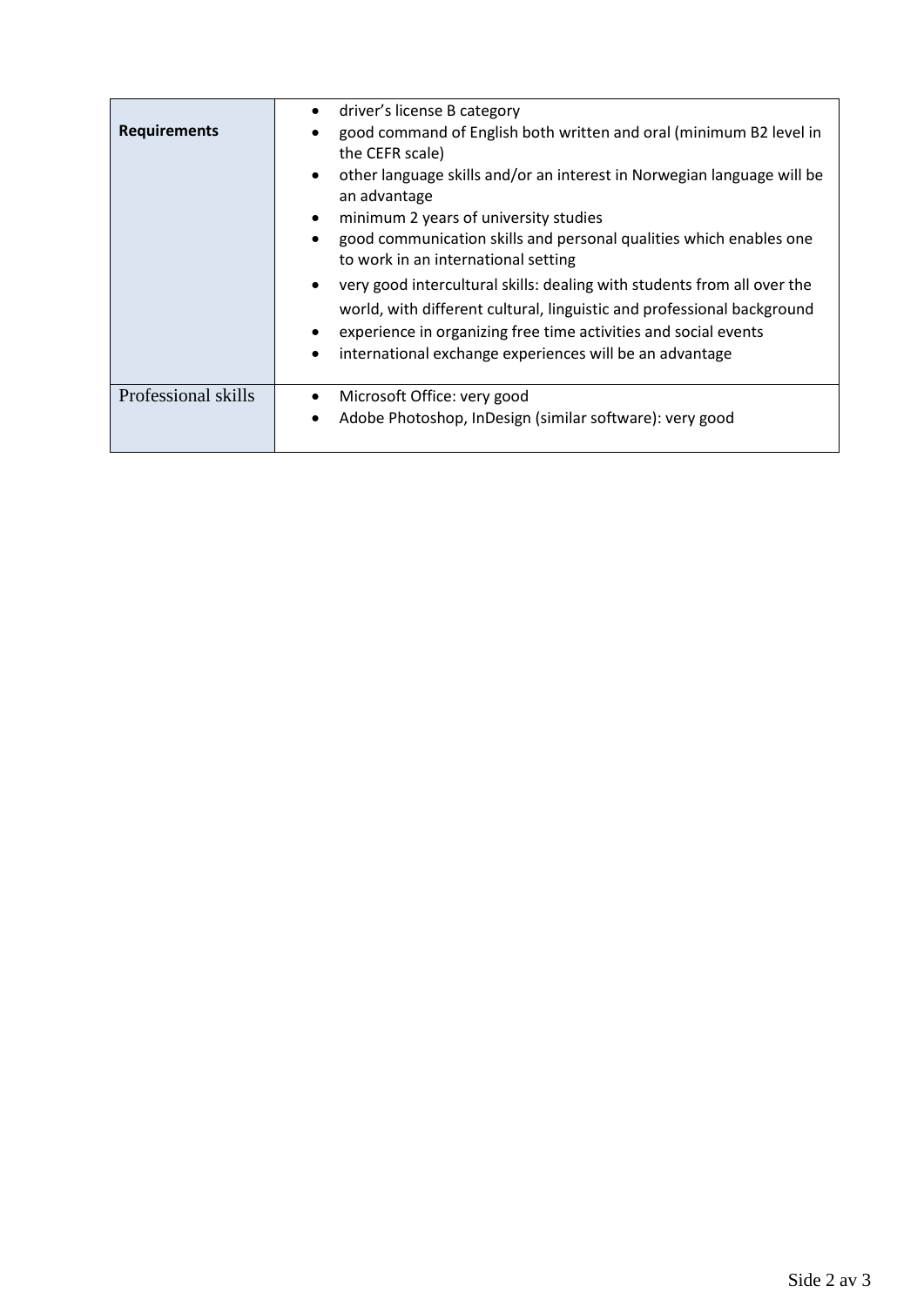| **Requirements** | <ul><li>driver's license B category</li><li>good command of English both written and oral (minimum B2 level in the CEFR scale)</li><li>other language skills and/or an interest in Norwegian language will be an advantage</li><li>minimum 2 years of university studies</li><li>good communication skills and personal qualities which enables one to work in an international setting</li><li>very good intercultural skills: dealing with students from all over the world, with different cultural, linguistic and professional background</li><li>experience in organizing free time activities and social events</li><li>international exchange experiences will be an advantage</li></ul> |
|---|---|
| Professional skills | <ul><li>Microsoft Office: very good</li><li>Adobe Photoshop, InDesign (similar software): very good</li></ul> |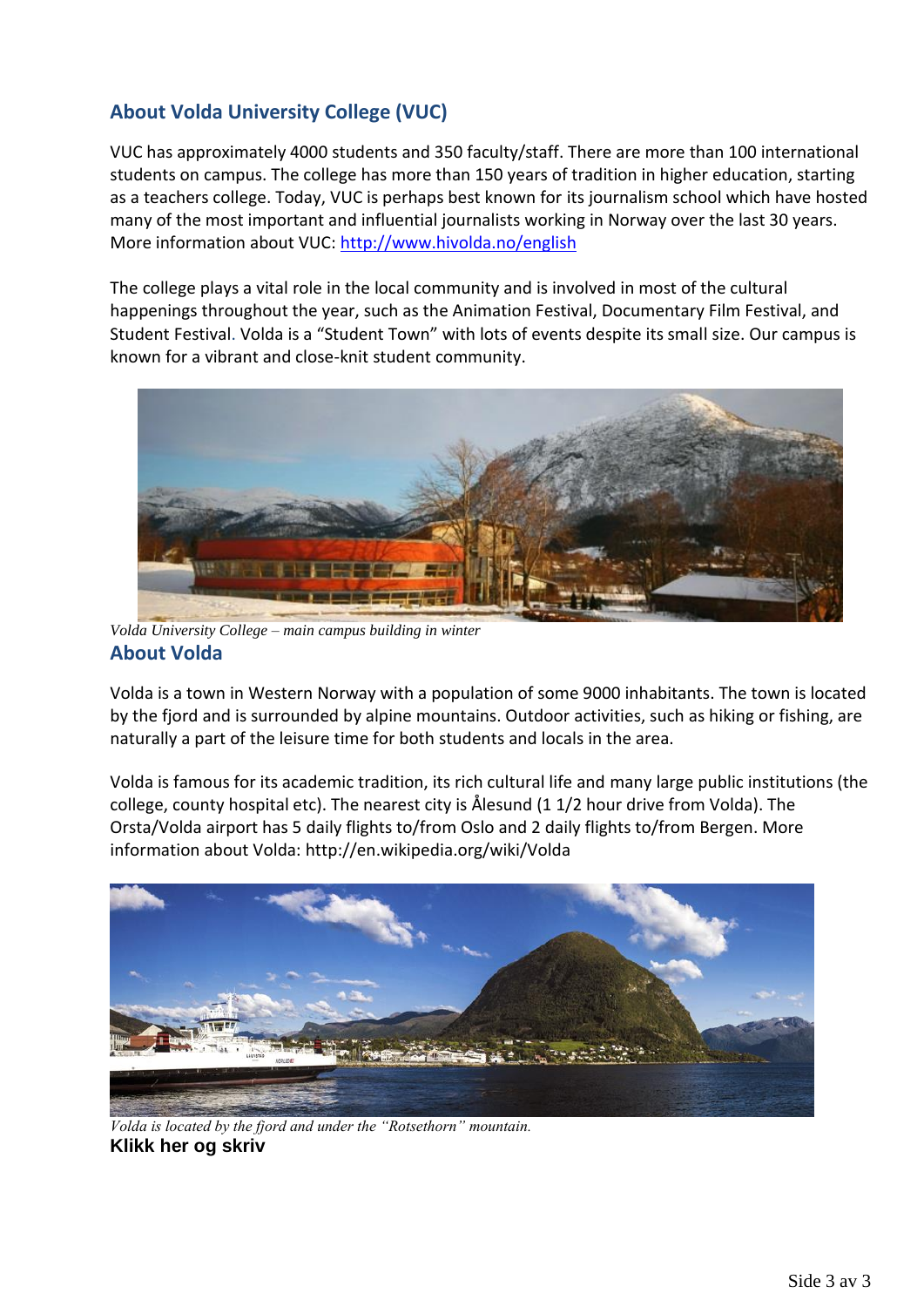## About Volda University College (VUC)

VUC has approximately 4000 students and 350 faculty/staff. There are more than 100 international students on campus. The college has more than 150 years of tradition in higher education, starting as a teachers college. Today, VUC is perhaps best known for its journalism school which have hosted many of the most important and influential journalists working in Norway over the last 30 years. More information about VUC: http://www.hivolda.no/english

The college plays a vital role in the local community and is involved in most of the cultural happenings throughout the year, such as the Animation Festival, Documentary Film Festival, and Student Festival. Volda is a "Student Town" with lots of events despite its small size. Our campus is known for a vibrant and close-knit student community.

*Volda University College – main campus building in winter*

## About Volda

Volda is a town in Western Norway with a population of some 9000 inhabitants. The town is located by the fjord and is surrounded by alpine mountains. Outdoor activities, such as hiking or fishing, are naturally a part of the leisure time for both students and locals in the area.

Volda is famous for its academic tradition, its rich cultural life and many large public institutions (the college, county hospital etc). The nearest city is Ålesund (1 1/2 hour drive from Volda). The Orsta/Volda airport has 5 daily flights to/from Oslo and 2 daily flights to/from Bergen. More information about Volda: http://en.wikipedia.org/wiki/Volda

*Volda is located by the fjord and under the "Rotsethorn" mountain.*

**Klikk her og skriv**